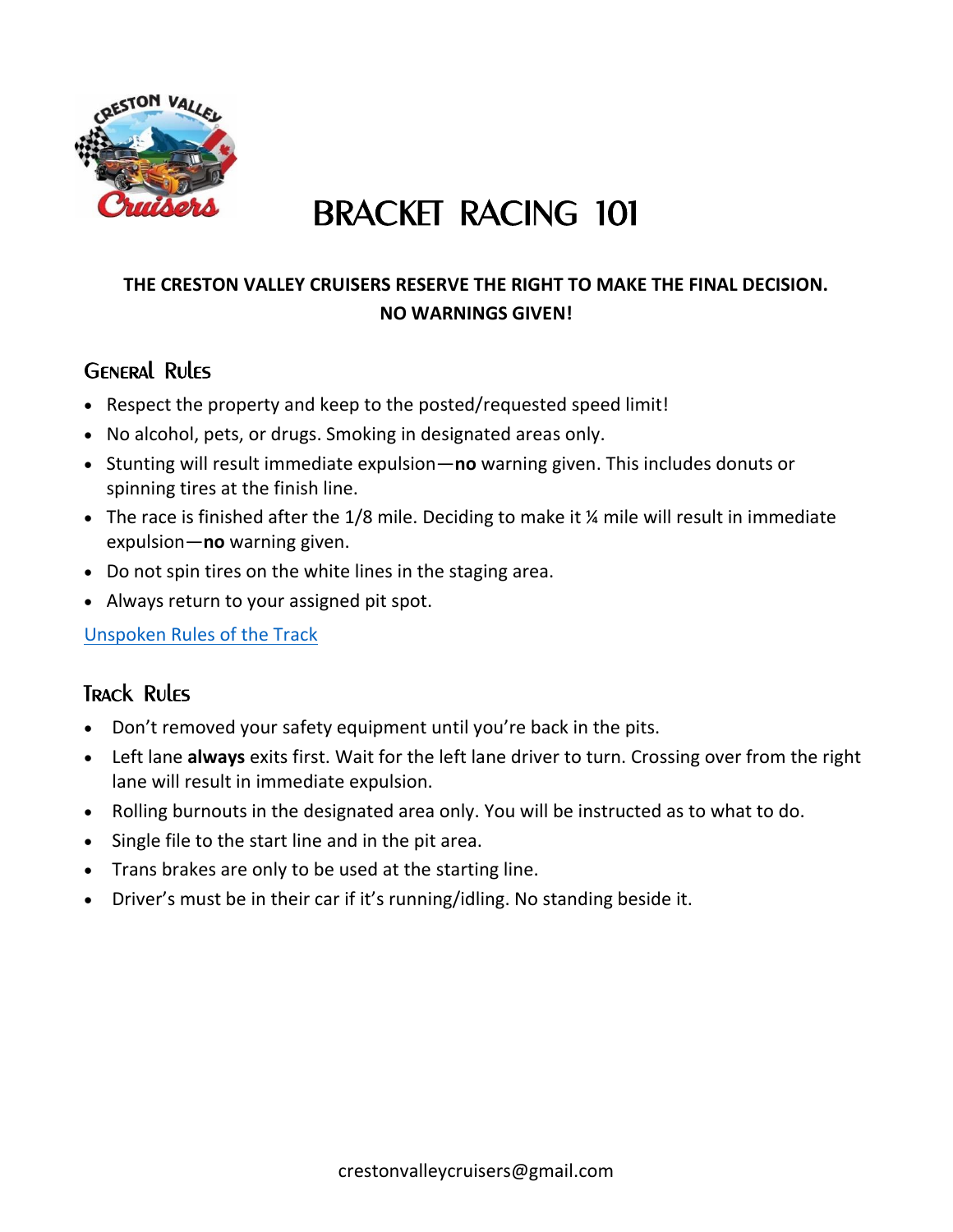# BRACKET RACING 101

**THE CRESTON VALLEY CRUISERS RESERVE THE RIGHT TO MAKE THE FINAL DECISION.**
**NO WARNINGS GIVEN!**

## General Rules

- Respect the property and keep to the posted/requested speed limit!
- No alcohol, pets, or drugs. Smoking in designated areas only.
- Stunting will result immediate expulsion—**no** warning given. This includes donuts or spinning tires at the finish line.
- The race is finished after the 1/8 mile. Deciding to make it ¼ mile will result in immediate expulsion—**no** warning given.
- Do not spin tires on the white lines in the staging area.
- Always return to your assigned pit spot.

[Unspoken Rules of the Track]

## Track Rules

- Don't removed your safety equipment until you're back in the pits.
- Left lane **always** exits first. Wait for the left lane driver to turn. Crossing over from the right lane will result in immediate expulsion.
- Rolling burnouts in the designated area only. You will be instructed as to what to do.
- Single file to the start line and in the pit area.
- Trans brakes are only to be used at the starting line.
- Driver's must be in their car if it's running/idling. No standing beside it.

crestonvalleycruisers@gmail.com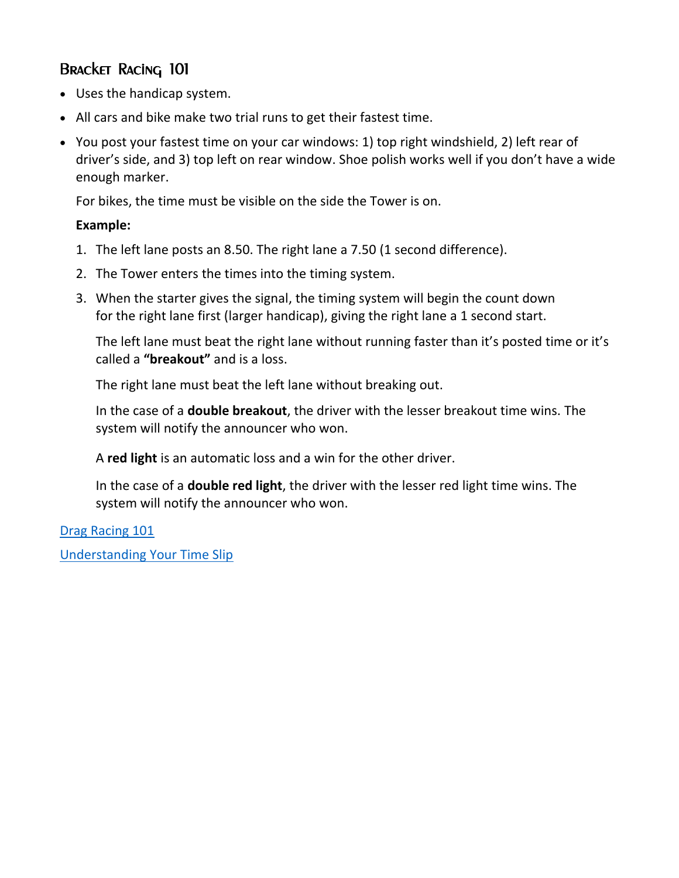## Bracket Racing 101

- Uses the handicap system.
- All cars and bike make two trial runs to get their fastest time.
- You post your fastest time on your car windows: 1) top right windshield, 2) left rear of driver's side, and 3) top left on rear window. Shoe polish works well if you don't have a wide enough marker.

  For bikes, the time must be visible on the side the Tower is on.

  **Example:**

  1. The left lane posts an 8.50. The right lane a 7.50 (1 second difference).
  2. The Tower enters the times into the timing system.
  3. When the starter gives the signal, the timing system will begin the count down for the right lane first (larger handicap), giving the right lane a 1 second start.

     The left lane must beat the right lane without running faster than it's posted time or it's called a **"breakout"** and is a loss.

     The right lane must beat the left lane without breaking out.

     In the case of a **double breakout**, the driver with the lesser breakout time wins. The system will notify the announcer who won.

     A **red light** is an automatic loss and a win for the other driver.

     In the case of a **double red light**, the driver with the lesser red light time wins. The system will notify the announcer who won.

Drag Racing 101

Understanding Your Time Slip